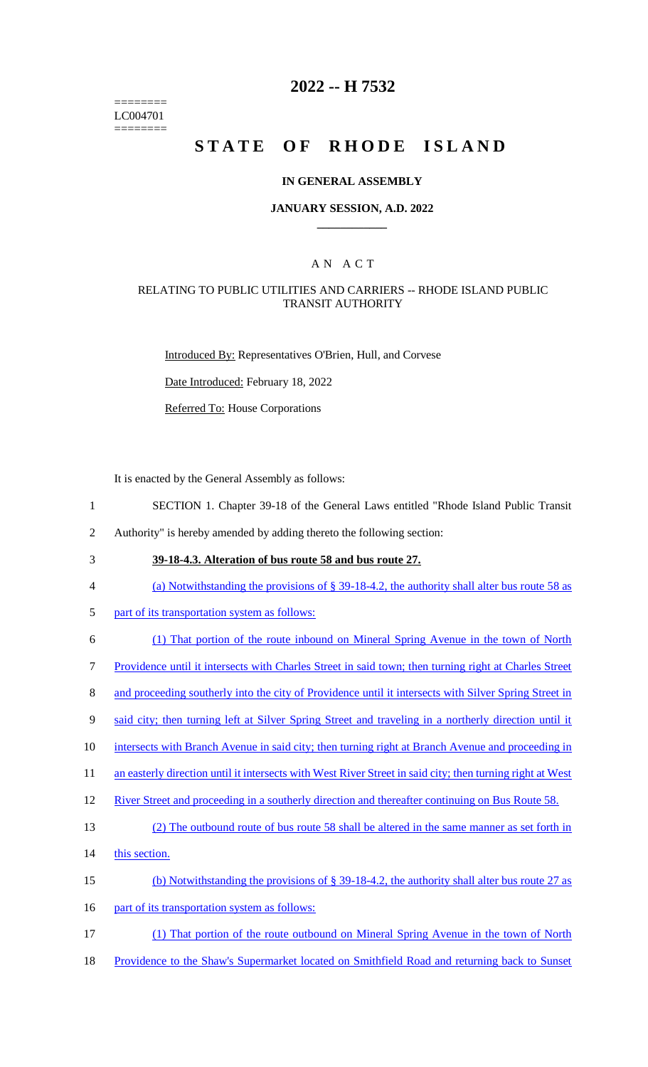========
LC004701
========

# 2022 -- H 7532

# STATE OF RHODE ISLAND

## IN GENERAL ASSEMBLY

### JANUARY SESSION, A.D. 2022

---

## A N A C T

### RELATING TO PUBLIC UTILITIES AND CARRIERS -- RHODE ISLAND PUBLIC TRANSIT AUTHORITY

Introduced By: Representatives O'Brien, Hull, and Corvese

Date Introduced: February 18, 2022

Referred To: House Corporations

It is enacted by the General Assembly as follows:

1 SECTION 1. Chapter 39-18 of the General Laws entitled "Rhode Island Public Transit
2 Authority" is hereby amended by adding thereto the following section:

3 **39-18-4.3. Alteration of bus route 58 and bus route 27.**

4 (a) Notwithstanding the provisions of § 39-18-4.2, the authority shall alter bus route 58 as
5 part of its transportation system as follows:

6 (1) That portion of the route inbound on Mineral Spring Avenue in the town of North
7 Providence until it intersects with Charles Street in said town; then turning right at Charles Street
8 and proceeding southerly into the city of Providence until it intersects with Silver Spring Street in
9 said city; then turning left at Silver Spring Street and traveling in a northerly direction until it
10 intersects with Branch Avenue in said city; then turning right at Branch Avenue and proceeding in
11 an easterly direction until it intersects with West River Street in said city; then turning right at West
12 River Street and proceeding in a southerly direction and thereafter continuing on Bus Route 58.

13 (2) The outbound route of bus route 58 shall be altered in the same manner as set forth in
14 this section.

15 (b) Notwithstanding the provisions of § 39-18-4.2, the authority shall alter bus route 27 as
16 part of its transportation system as follows:

17 (1) That portion of the route outbound on Mineral Spring Avenue in the town of North
18 Providence to the Shaw's Supermarket located on Smithfield Road and returning back to Sunset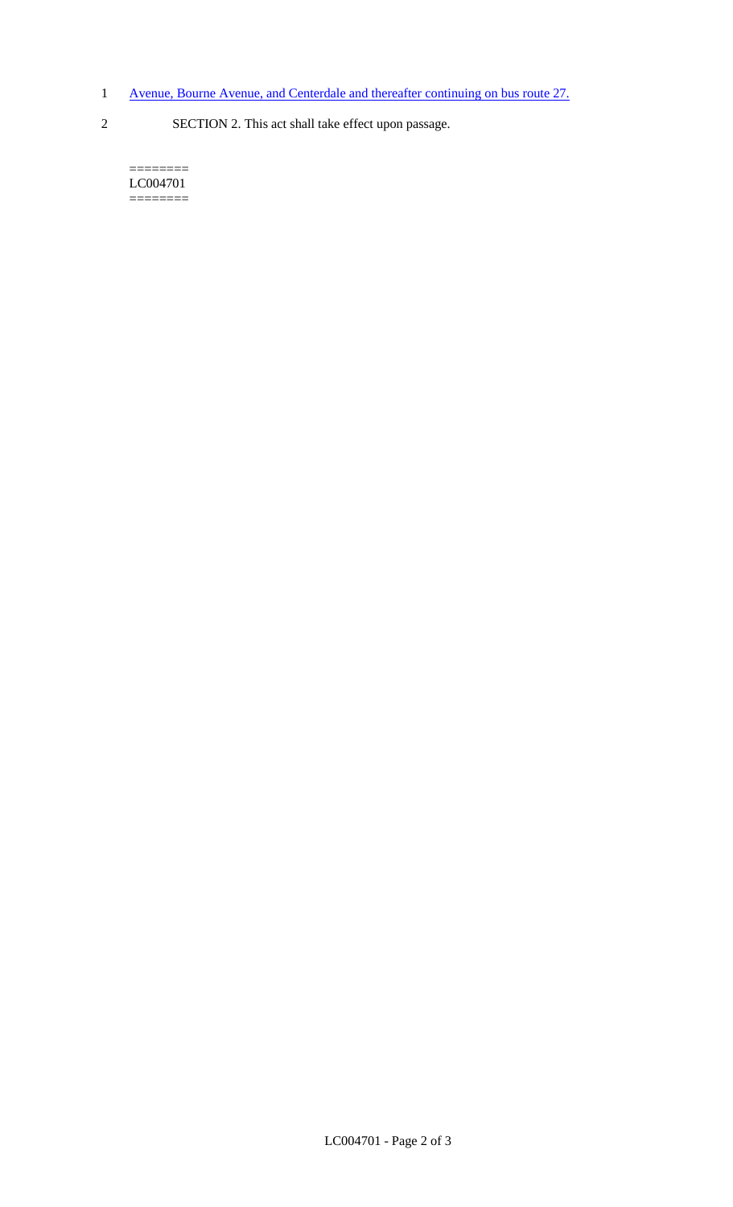1 Avenue, Bourne Avenue, and Centerdale and thereafter continuing on bus route 27.

2 SECTION 2. This act shall take effect upon passage.

========
LC004701
========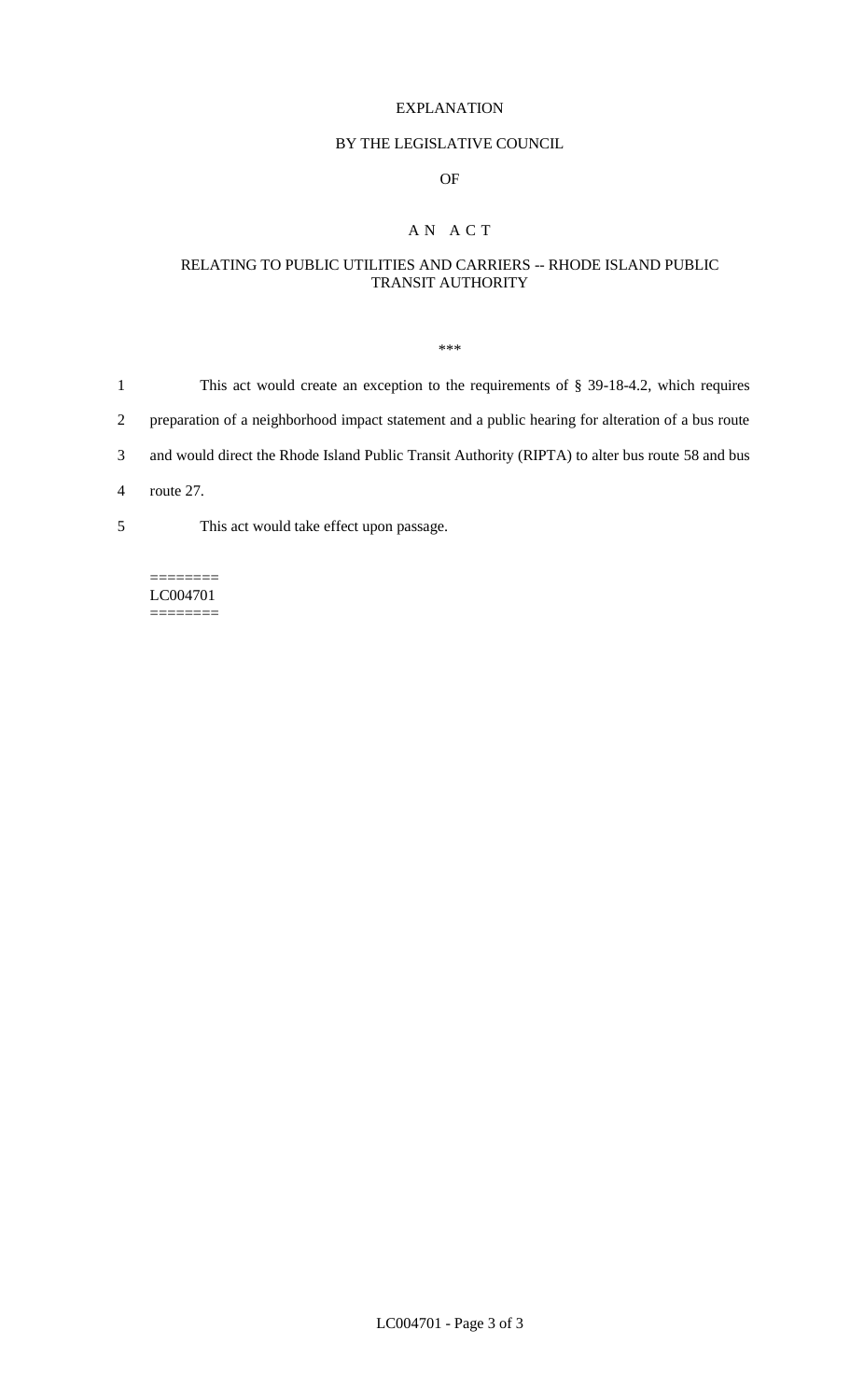EXPLANATION

BY THE LEGISLATIVE COUNCIL

OF

# A N  A C T

RELATING TO PUBLIC UTILITIES AND CARRIERS -- RHODE ISLAND PUBLIC TRANSIT AUTHORITY

\*\*\*

1 This act would create an exception to the requirements of § 39-18-4.2, which requires
2 preparation of a neighborhood impact statement and a public hearing for alteration of a bus route
3 and would direct the Rhode Island Public Transit Authority (RIPTA) to alter bus route 58 and bus
4 route 27.
5 This act would take effect upon passage.

========
LC004701
========